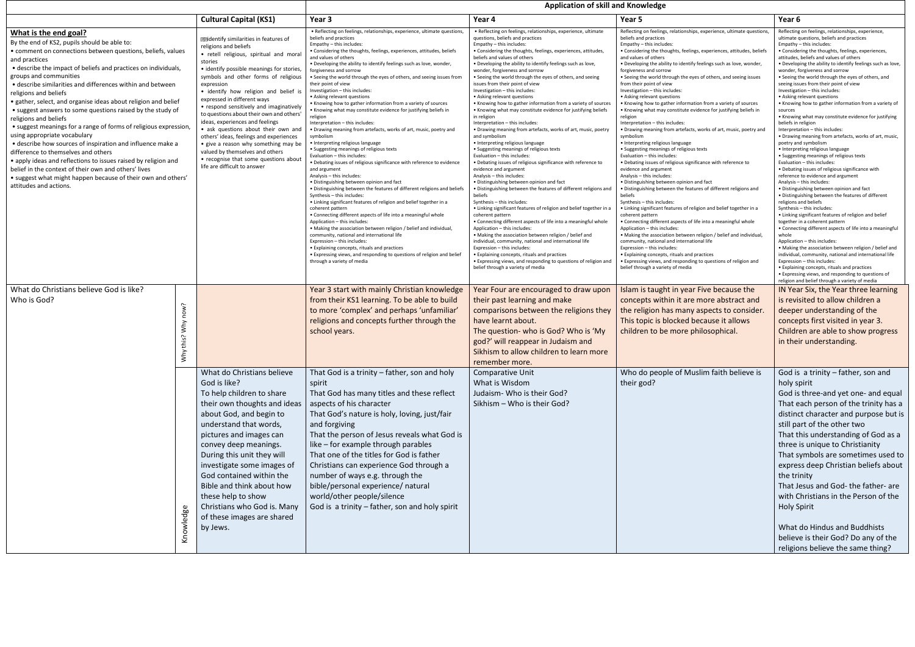| | | Application of skill and Knowledge | | | |
|---|---|---|---|---|---|
| | **Cultural Capital (KS1)** | **Year 3** | **Year 4** | **Year 5** | **Year 6** |
| **What is the end goal?**<br>By the end of KS2, pupils should be able to:<br>• comment on connections between questions, beliefs, values and practices<br>• describe the impact of beliefs and practices on individuals, groups and communities<br>• describe similarities and differences within and between religions and beliefs<br>• gather, select, and organise ideas about religion and belief<br>• suggest answers to some questions raised by the study of religions and beliefs<br>• suggest meanings for a range of forms of religious expression, using appropriate vocabulary<br>• describe how sources of inspiration and influence make a difference to themselves and others<br>• apply ideas and reflections to issues raised by religion and belief in the context of their own and others' lives<br>• suggest what might happen because of their own and others' attitudes and actions. | identify similarities in features of religions and beliefs<br>• retell religious, spiritual and moral stories<br>• identify possible meanings for stories, symbols and other forms of religious expression<br>• identify how religion and belief is expressed in different ways<br>• respond sensitively and imaginatively to questions about their own and others' ideas, experiences and feelings<br>• ask questions about their own and others' ideas, feelings and experiences<br>• give a reason why something may be valued by themselves and others<br>• recognise that some questions about life are difficult to answer | • Reflecting on feelings, relationships, experience, ultimate questions, beliefs and practices<br>Empathy – this includes:<br>• Considering the thoughts, feelings, experiences, attitudes, beliefs and values of others<br>• Developing the ability to identify feelings such as love, wonder, forgiveness and sorrow<br>• Seeing the world through the eyes of others, and seeing issues from their point of view<br>Investigation – this includes:<br>• Asking relevant questions<br>• Knowing how to gather information from a variety of sources<br>• Knowing what may constitute evidence for justifying beliefs in religion<br>Interpretation – this includes:<br>• Drawing meaning from artefacts, works of art, music, poetry and symbolism<br>• Interpreting religious language<br>• Suggesting meanings of religious texts<br>Evaluation – this includes:<br>• Debating issues of religious significance with reference to evidence and argument<br>Analysis – this includes:<br>• Distinguishing between opinion and fact<br>• Distinguishing between the features of different religions and beliefs<br>Synthesis – this includes:<br>• Linking significant features of religion and belief together in a coherent pattern<br>• Connecting different aspects of life into a meaningful whole<br>Application – this includes:<br>• Making the association between religion / belief and individual, community, national and international life<br>Expression – this includes:<br>• Explaining concepts, rituals and practices<br>• Expressing views, and responding to questions of religion and belief through a variety of media | • Reflecting on feelings, relationships, experience, ultimate questions, beliefs and practices<br>Empathy – this includes:<br>• Considering the thoughts, feelings, experiences, attitudes, beliefs and values of others<br>• Developing the ability to identify feelings such as love, wonder, forgiveness and sorrow<br>• Seeing the world through the eyes of others, and seeing issues from their point of view<br>Investigation – this includes:<br>• Asking relevant questions<br>• Knowing how to gather information from a variety of sources<br>• Knowing what may constitute evidence for justifying beliefs in religion<br>Interpretation – this includes:<br>• Drawing meaning from artefacts, works of art, music, poetry and symbolism<br>• Interpreting religious language<br>• Suggesting meanings of religious texts<br>Evaluation – this includes:<br>• Debating issues of religious significance with reference to evidence and argument<br>Analysis – this includes:<br>• Distinguishing between opinion and fact<br>• Distinguishing between the features of different religions and beliefs<br>Synthesis – this includes:<br>• Linking significant features of religion and belief together in a coherent pattern<br>• Connecting different aspects of life into a meaningful whole<br>Application – this includes:<br>• Making the association between religion / belief and individual, community, national and international life<br>Expression – this includes:<br>• Explaining concepts, rituals and practices<br>• Expressing views, and responding to questions of religion and belief through a variety of media | Reflecting on feelings, relationships, experience, ultimate questions, beliefs and practices<br>Empathy – this includes:<br>• Considering the thoughts, feelings, experiences, attitudes, beliefs and values of others<br>• Developing the ability to identify feelings such as love, wonder, forgiveness and sorrow<br>• Seeing the world through the eyes of others, and seeing issues from their point of view<br>Investigation – this includes:<br>• Asking relevant questions<br>• Knowing how to gather information from a variety of sources<br>• Knowing what may constitute evidence for justifying beliefs in religion<br>Interpretation – this includes:<br>• Drawing meaning from artefacts, works of art, music, poetry and symbolism<br>• Interpreting religious language<br>• Suggesting meanings of religious texts<br>Evaluation – this includes:<br>• Debating issues of religious significance with reference to evidence and argument<br>Analysis – this includes:<br>• Distinguishing between opinion and fact<br>• Distinguishing between the features of different religions and beliefs<br>Synthesis – this includes:<br>• Linking significant features of religion and belief together in a coherent pattern<br>• Connecting different aspects of life into a meaningful whole<br>Application – this includes:<br>• Making the association between religion / belief and individual, community, national and international life<br>Expression – this includes:<br>• Explaining concepts, rituals and practices<br>• Expressing views, and responding to questions of religion and belief through a variety of media | Reflecting on feelings, relationships, experience, ultimate questions, beliefs and practices<br>Empathy – this includes:<br>• Considering the thoughts, feelings, experiences, attitudes, beliefs and values of others<br>• Developing the ability to identify feelings such as love, wonder, forgiveness and sorrow<br>• Seeing the world through the eyes of others, and seeing issues from their point of view<br>Investigation – this includes:<br>• Asking relevant questions<br>• Knowing how to gather information from a variety of sources<br>• Knowing what may constitute evidence for justifying beliefs in religion<br>Interpretation – this includes:<br>• Drawing meaning from artefacts, works of art, music, poetry and symbolism<br>• Interpreting religious language<br>• Suggesting meanings of religious texts<br>Evaluation – this includes:<br>• Debating issues of religious significance with reference to evidence and argument<br>Analysis – this includes:<br>• Distinguishing between opinion and fact<br>• Distinguishing between the features of different religions and beliefs<br>Synthesis – this includes:<br>• Linking significant features of religion and belief together in a coherent pattern<br>• Connecting different aspects of life into a meaningful whole<br>Application – this includes:<br>• Making the association between religion / belief and individual, community, national and international life<br>Expression – this includes:<br>• Explaining concepts, rituals and practices<br>• Expressing views, and responding to questions of religion and belief through a variety of media |
| What do Christians believe God is like?<br>Who is God?<br><br>*Why this? Why now?* | | Year 3 start with mainly Christian knowledge from their KS1 learning. To be able to build to more 'complex' and perhaps 'unfamiliar' religions and concepts further through the school years. | Year Four are encouraged to draw upon their past learning and make comparisons between the religions they have learnt about.<br>The question- who is God? Who is 'My god?' will reappear in Judaism and Sikhism to allow children to learn more remember more. | Islam is taught in year Five because the concepts within it are more abstract and the religion has many aspects to consider. This topic is blocked because it allows children to be more philosophical. | IN Year Six, the Year three learning is revisited to allow children a deeper understanding of the concepts first visited in year 3. Children are able to show progress in their understanding. |
| *Knowledge* | What do Christians believe God is like?<br>To help children to share their own thoughts and ideas about God, and begin to understand that words, pictures and images can convey deep meanings. During this unit they will investigate some images of God contained within the Bible and think about how these help to show Christians who God is. Many of these images are shared by Jews. | That God is a trinity – father, son and holy spirit<br>That God has many titles and these reflect aspects of his character<br>That God's nature is holy, loving, just/fair and forgiving<br>That the person of Jesus reveals what God is like – for example through parables<br>That one of the titles for God is father<br>Christians can experience God through a number of ways e.g. through the bible/personal experience/ natural world/other people/silence<br>God is a trinity – father, son and holy spirit | Comparative Unit<br>What is Wisdom<br>Judaism- Who is their God?<br>Sikhism – Who is their God? | Who do people of Muslim faith believe is their god? | God is a trinity – father, son and holy spirit<br>God is three-and yet one- and equal<br>That each person of the trinity has a distinct character and purpose but is still part of the other two<br>That this understanding of God as a three is unique to Christianity<br>That symbols are sometimes used to express deep Christian beliefs about the trinity<br>That Jesus and God- the father- are with Christians in the Person of the Holy Spirit<br><br>What do Hindus and Buddhists believe is their God? Do any of the religions believe the same thing? |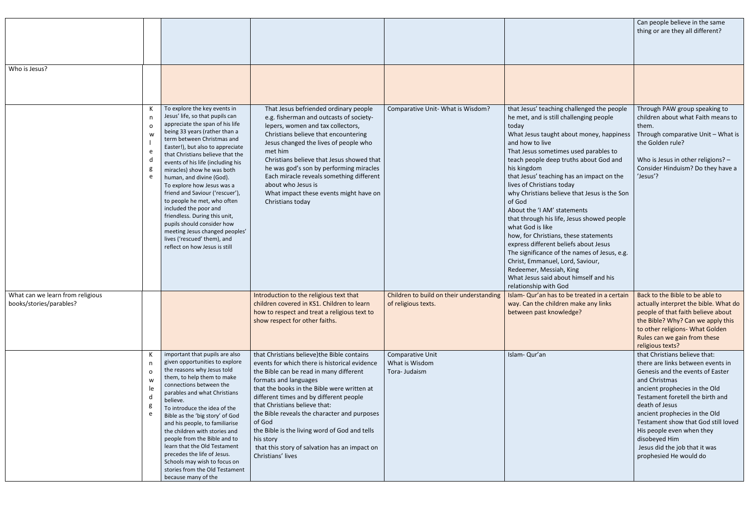| | | | | | | |
|---|---|---|---|---|---|---|
| | | | | | | Can people believe in the same thing or are they all different? |
| Who is Jesus? | | | | | | |
| | Knowledge | To explore the key events in Jesus' life, so that pupils can appreciate the span of his life being 33 years (rather than a term between Christmas and Easter!), but also to appreciate that Christians believe that the events of his life (including his miracles) show he was both human, and divine (God).<br>To explore how Jesus was a friend and Saviour ('rescuer'), to people he met, who often included the poor and friendless. During this unit, pupils should consider how meeting Jesus changed peoples' lives ('rescued' them), and reflect on how Jesus is still | That Jesus befriended ordinary people e.g. fisherman and outcasts of society- lepers, women and tax collectors,<br>Christians believe that encountering Jesus changed the lives of people who met him<br>Christians believe that Jesus showed that he was god's son by performing miracles<br>Each miracle reveals something different about who Jesus is<br>What impact these events might have on Christians today | Comparative Unit- What is Wisdom? | that Jesus' teaching challenged the people he met, and is still challenging people today<br>What Jesus taught about money, happiness and how to live<br>That Jesus sometimes used parables to teach people deep truths about God and his kingdom<br>that Jesus' teaching has an impact on the lives of Christians today<br>why Christians believe that Jesus is the Son of God<br>About the 'I AM' statements<br>that through his life, Jesus showed people what God is like<br>how, for Christians, these statements express different beliefs about Jesus<br>The significance of the names of Jesus, e.g. Christ, Emmanuel, Lord, Saviour, Redeemer, Messiah, King<br>What Jesus said about himself and his relationship with God | Through PAW group speaking to children about what Faith means to them.<br>Through comparative Unit – What is the Golden rule?<br><br>Who is Jesus in other religions? – Consider Hinduism? Do they have a 'Jesus'? |
| What can we learn from religious books/stories/parables? | | | Introduction to the religious text that children covered in KS1. Children to learn how to respect and treat a religious text to show respect for other faiths. | Children to build on their understanding of religious texts. | Islam- Qur'an has to be treated in a certain way. Can the children make any links between past knowledge? | Back to the Bible to be able to actually interpret the bible. What do people of that faith believe about the Bible? Why? Can we apply this to other religions- What Golden Rules can we gain from these religious texts? |
| | Knowledge | important that pupils are also given opportunities to explore the reasons why Jesus told them, to help them to make connections between the parables and what Christians believe.<br>To introduce the idea of the Bible as the 'big story' of God and his people, to familiarise the children with stories and people from the Bible and to learn that the Old Testament precedes the life of Jesus. Schools may wish to focus on stories from the Old Testament because many of the | that Christians believe)the Bible contains events for which there is historical evidence<br>the Bible can be read in many different formats and languages<br>that the books in the Bible were written at different times and by different people<br>that Christians believe that:<br>the Bible reveals the character and purposes of God<br>the Bible is the living word of God and tells his story<br>that this story of salvation has an impact on Christians' lives | Comparative Unit<br>What is Wisdom<br>Tora- Judaism | Islam- Qur'an | that Christians believe that:<br>there are links between events in Genesis and the events of Easter and Christmas<br>ancient prophecies in the Old Testament foretell the birth and death of Jesus<br>ancient prophecies in the Old Testament show that God still loved His people even when they disobeyed Him<br>Jesus did the job that it was prophesied He would do |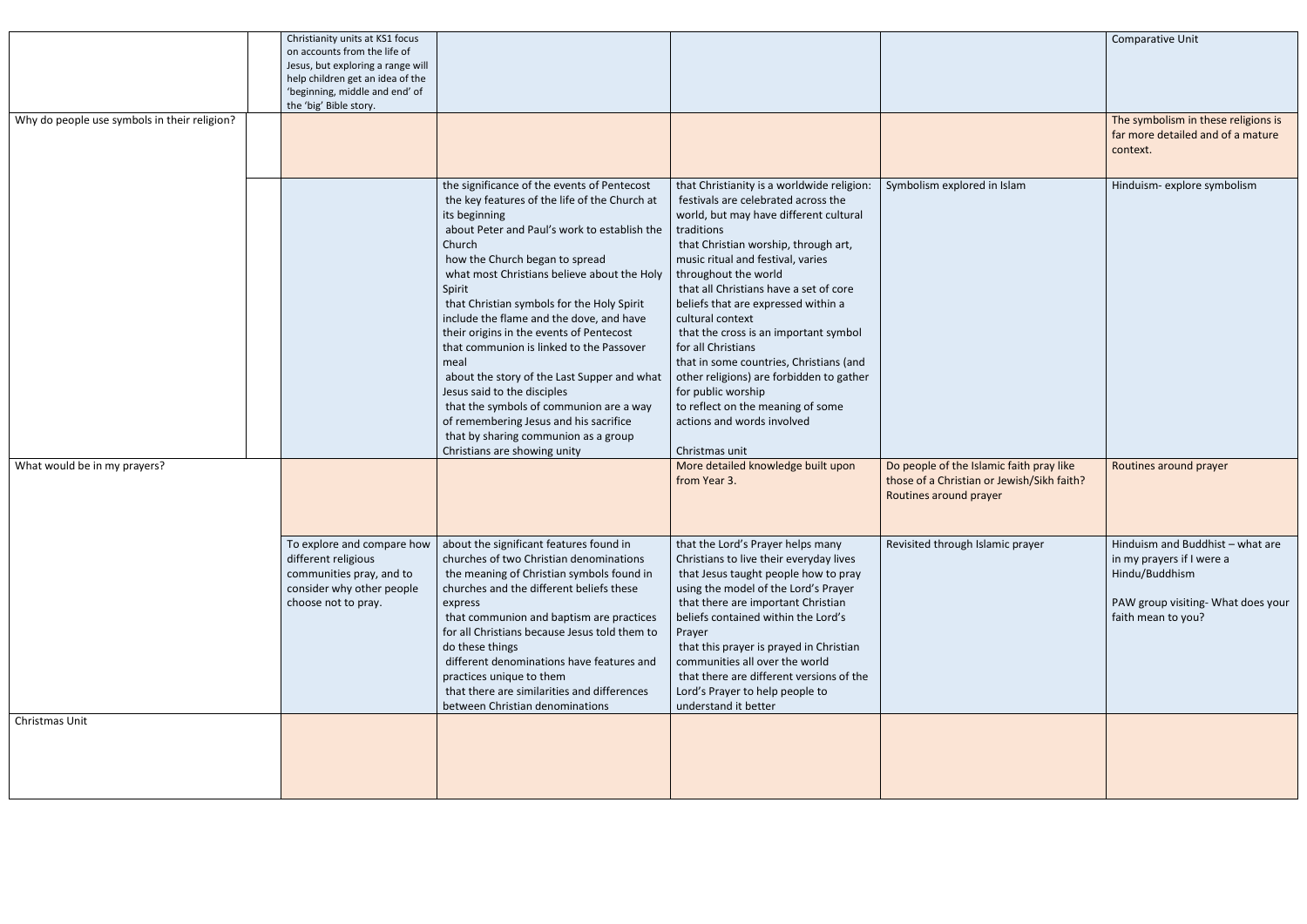| | | | | | | |
|---|---|---|---|---|---|---|
| | | Christianity units at KS1 focus on accounts from the life of Jesus, but exploring a range will help children get an idea of the 'beginning, middle and end' of the 'big' Bible story. | | | | Comparative Unit |
| Why do people use symbols in their religion? | | | | | | The symbolism in these religions is far more detailed and of a mature context. |
| | | | the significance of the events of Pentecost<br>the key features of the life of the Church at its beginning<br>about Peter and Paul's work to establish the Church<br>how the Church began to spread<br>what most Christians believe about the Holy Spirit<br>that Christian symbols for the Holy Spirit include the flame and the dove, and have their origins in the events of Pentecost<br>that communion is linked to the Passover meal<br>about the story of the Last Supper and what Jesus said to the disciples<br>that the symbols of communion are a way of remembering Jesus and his sacrifice<br>that by sharing communion as a group Christians are showing unity | that Christianity is a worldwide religion:<br>festivals are celebrated across the world, but may have different cultural traditions<br>that Christian worship, through art, music ritual and festival, varies throughout the world<br>that all Christians have a set of core beliefs that are expressed within a cultural context<br>that the cross is an important symbol for all Christians<br>that in some countries, Christians (and other religions) are forbidden to gather for public worship<br>to reflect on the meaning of some actions and words involved<br><br>Christmas unit | Symbolism explored in Islam | Hinduism- explore symbolism |
| What would be in my prayers? | | | | More detailed knowledge built upon from Year 3. | Do people of the Islamic faith pray like those of a Christian or Jewish/Sikh faith? Routines around prayer | Routines around prayer |
| | | To explore and compare how different religious communities pray, and to consider why other people choose not to pray. | about the significant features found in churches of two Christian denominations<br>the meaning of Christian symbols found in churches and the different beliefs these express<br>that communion and baptism are practices for all Christians because Jesus told them to do these things<br>different denominations have features and practices unique to them<br>that there are similarities and differences between Christian denominations | that the Lord's Prayer helps many Christians to live their everyday lives<br>that Jesus taught people how to pray using the model of the Lord's Prayer<br>that there are important Christian beliefs contained within the Lord's Prayer<br>that this prayer is prayed in Christian communities all over the world<br>that there are different versions of the Lord's Prayer to help people to understand it better | Revisited through Islamic prayer | Hinduism and Buddhist – what are in my prayers if I were a Hindu/Buddhism<br><br>PAW group visiting- What does your faith mean to you? |
| Christmas Unit | | | | | | |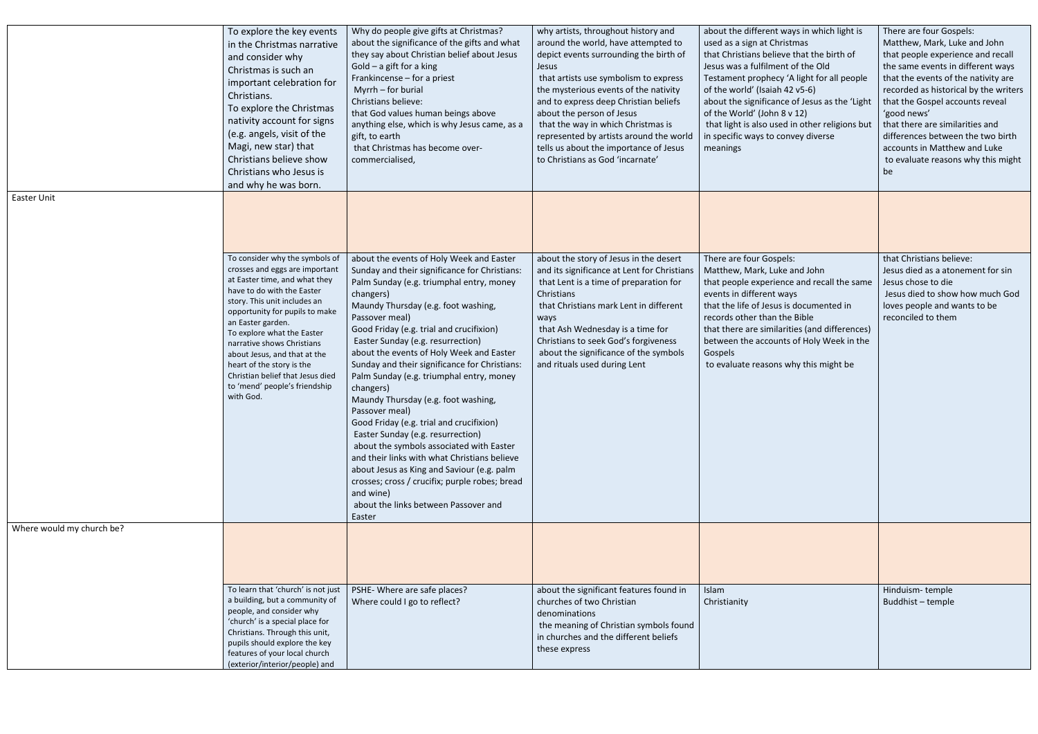| | | | | | |
|---|---|---|---|---|---|
| | To explore the key events in the Christmas narrative and consider why Christmas is such an important celebration for Christians.<br>To explore the Christmas nativity account for signs (e.g. angels, visit of the Magi, new star) that Christians believe show Christians who Jesus is and why he was born. | Why do people give gifts at Christmas?<br>about the significance of the gifts and what they say about Christian belief about Jesus<br>Gold – a gift for a king<br>Frankincense – for a priest<br>Myrrh – for burial<br>Christians believe:<br>that God values human beings above anything else, which is why Jesus came, as a gift, to earth<br>that Christmas has become over-commercialised, | why artists, throughout history and around the world, have attempted to depict events surrounding the birth of Jesus<br>that artists use symbolism to express the mysterious events of the nativity and to express deep Christian beliefs about the person of Jesus<br>that the way in which Christmas is represented by artists around the world tells us about the importance of Jesus to Christians as God 'incarnate' | about the different ways in which light is used as a sign at Christmas<br>that Christians believe that the birth of Jesus was a fulfilment of the Old Testament prophecy 'A light for all people of the world' (Isaiah 42 v5-6)<br>about the significance of Jesus as the 'Light of the World' (John 8 v 12)<br>that light is also used in other religions but in specific ways to convey diverse meanings | There are four Gospels:<br>Matthew, Mark, Luke and John<br>that people experience and recall the same events in different ways<br>that the events of the nativity are recorded as historical by the writers<br>that the Gospel accounts reveal 'good news'<br>that there are similarities and differences between the two birth accounts in Matthew and Luke<br>to evaluate reasons why this might be |
| Easter Unit | | | | | |
| | To consider why the symbols of crosses and eggs are important at Easter time, and what they have to do with the Easter story. This unit includes an opportunity for pupils to make an Easter garden.<br>To explore what the Easter narrative shows Christians about Jesus, and that at the heart of the story is the Christian belief that Jesus died to 'mend' people's friendship with God. | about the events of Holy Week and Easter Sunday and their significance for Christians:<br>Palm Sunday (e.g. triumphal entry, money changers)<br>Maundy Thursday (e.g. foot washing, Passover meal)<br>Good Friday (e.g. trial and crucifixion)<br>Easter Sunday (e.g. resurrection)<br>about the events of Holy Week and Easter Sunday and their significance for Christians:<br>Palm Sunday (e.g. triumphal entry, money changers)<br>Maundy Thursday (e.g. foot washing, Passover meal)<br>Good Friday (e.g. trial and crucifixion)<br>Easter Sunday (e.g. resurrection)<br>about the symbols associated with Easter and their links with what Christians believe about Jesus as King and Saviour (e.g. palm crosses; cross / crucifix; purple robes; bread and wine)<br>about the links between Passover and Easter | about the story of Jesus in the desert and its significance at Lent for Christians<br>that Lent is a time of preparation for Christians<br>that Christians mark Lent in different ways<br>that Ash Wednesday is a time for Christians to seek God's forgiveness<br>about the significance of the symbols and rituals used during Lent | There are four Gospels:<br>Matthew, Mark, Luke and John<br>that people experience and recall the same events in different ways<br>that the life of Jesus is documented in records other than the Bible<br>that there are similarities (and differences) between the accounts of Holy Week in the Gospels<br>to evaluate reasons why this might be | that Christians believe:<br>Jesus died as a atonement for sin<br>Jesus chose to die<br>Jesus died to show how much God loves people and wants to be reconciled to them |
| Where would my church be? | | | | | |
| | To learn that 'church' is not just a building, but a community of people, and consider why 'church' is a special place for Christians. Through this unit, pupils should explore the key features of your local church (exterior/interior/people) and | PSHE- Where are safe places?<br>Where could I go to reflect? | about the significant features found in churches of two Christian denominations<br>the meaning of Christian symbols found in churches and the different beliefs these express | Islam<br>Christianity | Hinduism- temple<br>Buddhist – temple |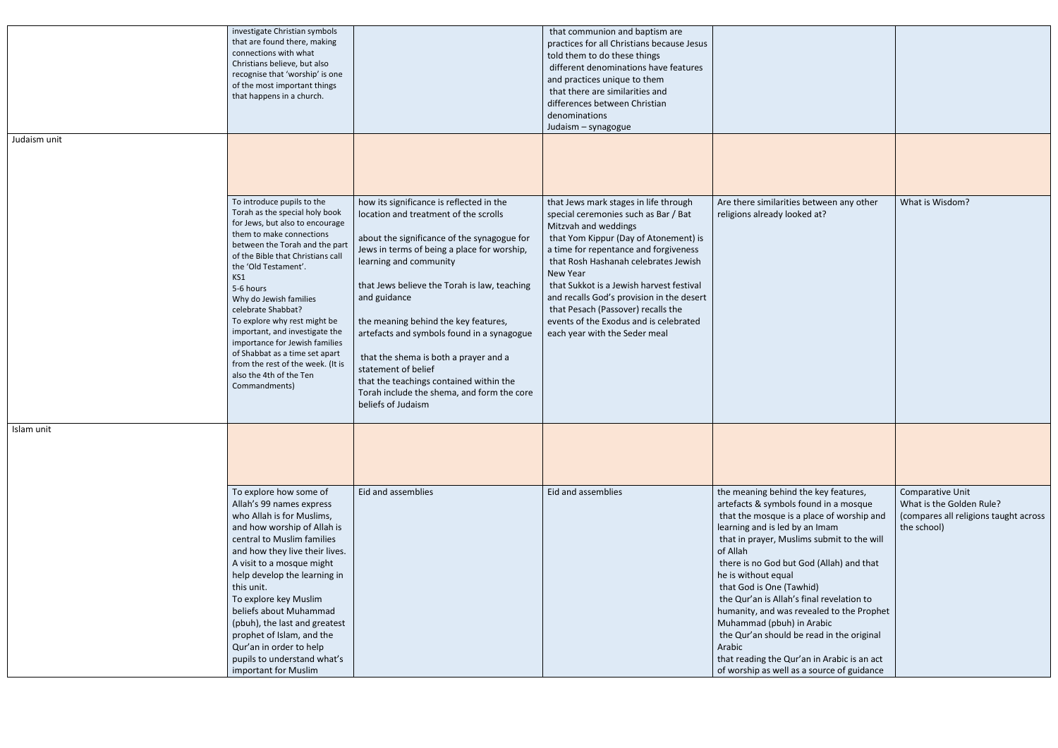| | | | | | |
|---|---|---|---|---|---|
| | investigate Christian symbols that are found there, making connections with what Christians believe, but also recognise that 'worship' is one of the most important things that happens in a church. | | that communion and baptism are practices for all Christians because Jesus told them to do these things<br>different denominations have features and practices unique to them<br>that there are similarities and differences between Christian denominations<br>Judaism – synagogue | | |
| Judaism unit | | | | | |
| | To introduce pupils to the Torah as the special holy book for Jews, but also to encourage them to make connections between the Torah and the part of the Bible that Christians call the 'Old Testament'.<br>KS1<br>5-6 hours<br>Why do Jewish families celebrate Shabbat?<br>To explore why rest might be important, and investigate the importance for Jewish families of Shabbat as a time set apart from the rest of the week. (It is also the 4th of the Ten Commandments) | how its significance is reflected in the location and treatment of the scrolls<br><br>about the significance of the synagogue for Jews in terms of being a place for worship, learning and community<br><br>that Jews believe the Torah is law, teaching and guidance<br><br>the meaning behind the key features, artefacts and symbols found in a synagogue<br><br>that the shema is both a prayer and a statement of belief<br>that the teachings contained within the Torah include the shema, and form the core beliefs of Judaism | that Jews mark stages in life through special ceremonies such as Bar / Bat Mitzvah and weddings<br>that Yom Kippur (Day of Atonement) is a time for repentance and forgiveness<br>that Rosh Hashanah celebrates Jewish New Year<br>that Sukkot is a Jewish harvest festival and recalls God's provision in the desert<br>that Pesach (Passover) recalls the events of the Exodus and is celebrated each year with the Seder meal | Are there similarities between any other religions already looked at? | What is Wisdom? |
| Islam unit | | | | | |
| | To explore how some of Allah's 99 names express who Allah is for Muslims, and how worship of Allah is central to Muslim families and how they live their lives. A visit to a mosque might help develop the learning in this unit.<br>To explore key Muslim beliefs about Muhammad (pbuh), the last and greatest prophet of Islam, and the Qur'an in order to help pupils to understand what's important for Muslim | Eid and assemblies | Eid and assemblies | the meaning behind the key features, artefacts & symbols found in a mosque<br>that the mosque is a place of worship and learning and is led by an Imam<br>that in prayer, Muslims submit to the will of Allah<br>there is no God but God (Allah) and that he is without equal<br>that God is One (Tawhid)<br>the Qur'an is Allah's final revelation to humanity, and was revealed to the Prophet Muhammad (pbuh) in Arabic<br>the Qur'an should be read in the original Arabic<br>that reading the Qur'an in Arabic is an act of worship as well as a source of guidance | Comparative Unit<br>What is the Golden Rule?<br>(compares all religions taught across the school) |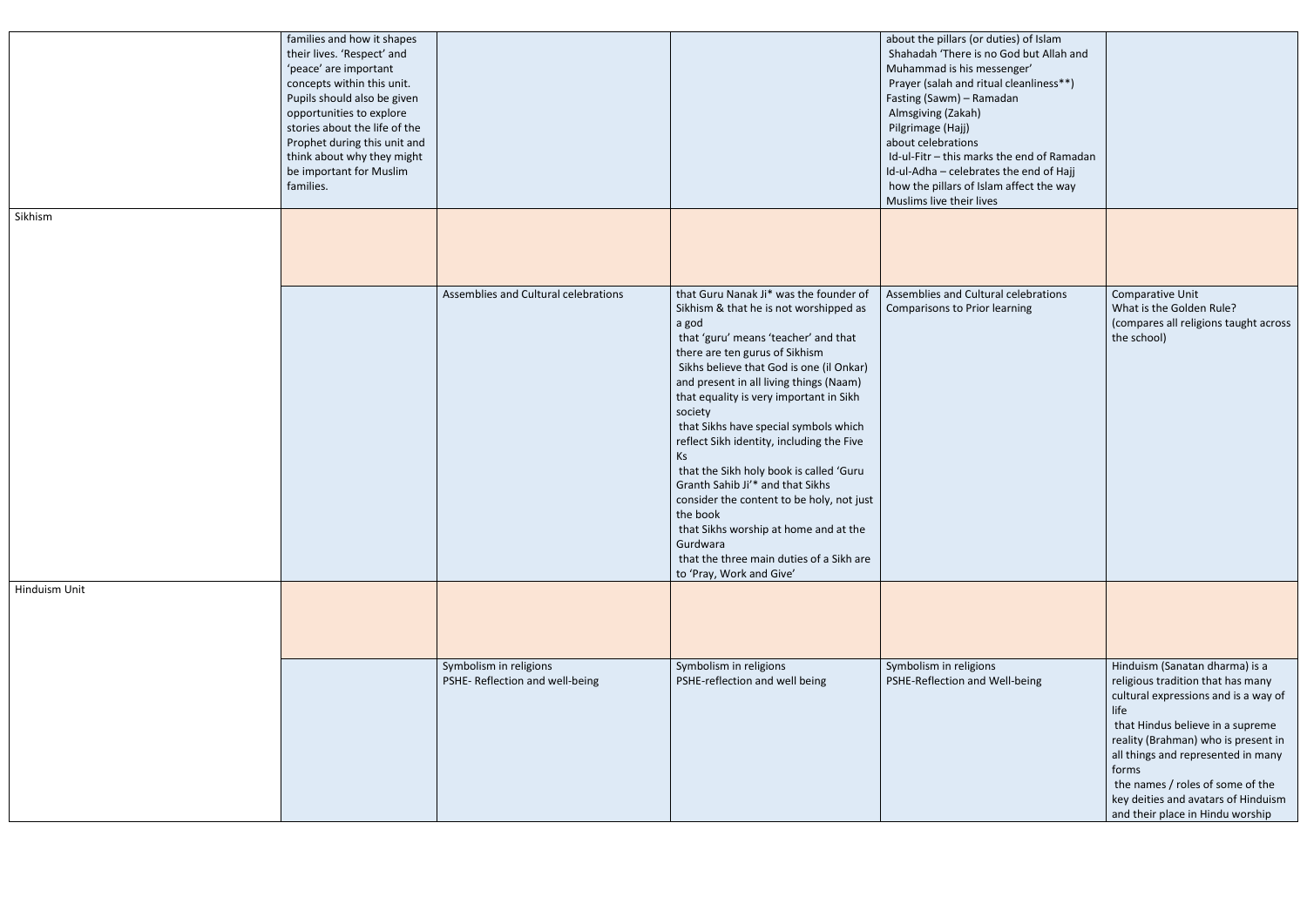| | | | | | |
|---|---|---|---|---|---|
| | families and how it shapes their lives. 'Respect' and 'peace' are important concepts within this unit. Pupils should also be given opportunities to explore stories about the life of the Prophet during this unit and think about why they might be important for Muslim families. | | | about the pillars (or duties) of Islam<br>Shahadah 'There is no God but Allah and Muhammad is his messenger'<br>Prayer (salah and ritual cleanliness**)<br>Fasting (Sawm) – Ramadan<br>Almsgiving (Zakah)<br>Pilgrimage (Hajj)<br>about celebrations<br>Id-ul-Fitr – this marks the end of Ramadan<br>Id-ul-Adha – celebrates the end of Hajj<br>how the pillars of Islam affect the way Muslims live their lives | |
| Sikhism | | | | | |
| | | Assemblies and Cultural celebrations | that Guru Nanak Ji* was the founder of Sikhism & that he is not worshipped as a god<br>that 'guru' means 'teacher' and that there are ten gurus of Sikhism<br>Sikhs believe that God is one (il Onkar) and present in all living things (Naam)<br>that equality is very important in Sikh society<br>that Sikhs have special symbols which reflect Sikh identity, including the Five Ks<br>that the Sikh holy book is called 'Guru Granth Sahib Ji'* and that Sikhs consider the content to be holy, not just the book<br>that Sikhs worship at home and at the Gurdwara<br>that the three main duties of a Sikh are to 'Pray, Work and Give' | Assemblies and Cultural celebrations<br>Comparisons to Prior learning | Comparative Unit<br>What is the Golden Rule?<br>(compares all religions taught across the school) |
| Hinduism Unit | | | | | |
| | | Symbolism in religions<br>PSHE- Reflection and well-being | Symbolism in religions<br>PSHE-reflection and well being | Symbolism in religions<br>PSHE-Reflection and Well-being | Hinduism (Sanatan dharma) is a religious tradition that has many cultural expressions and is a way of life<br>that Hindus believe in a supreme reality (Brahman) who is present in all things and represented in many forms<br>the names / roles of some of the key deities and avatars of Hinduism and their place in Hindu worship |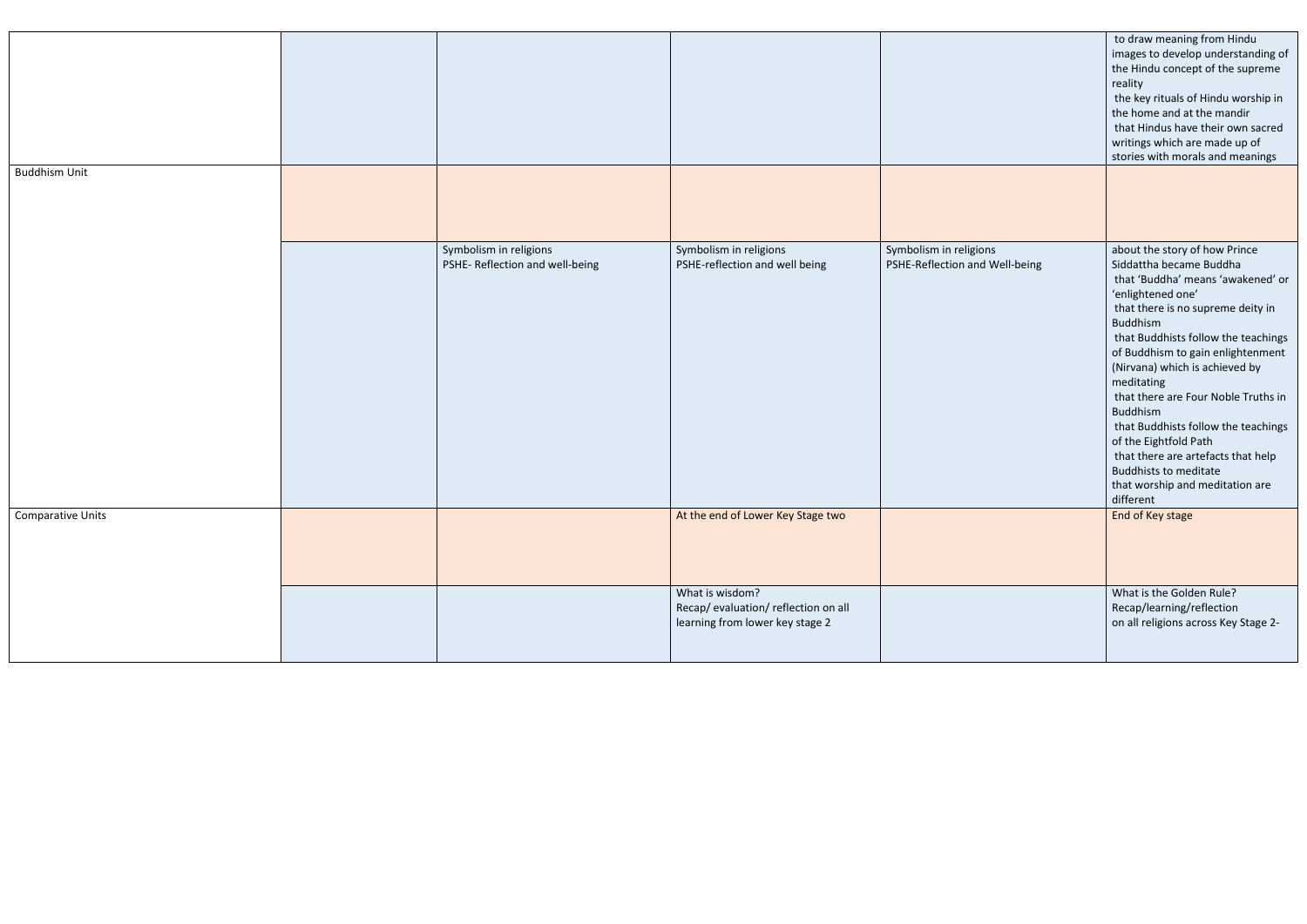| | | | | | |
|---|---|---|---|---|---|
| | | | | | to draw meaning from Hindu images to develop understanding of the Hindu concept of the supreme reality<br>the key rituals of Hindu worship in the home and at the mandir<br>that Hindus have their own sacred writings which are made up of stories with morals and meanings |
| Buddhism Unit | | | | | |
| | | Symbolism in religions<br>PSHE- Reflection and well-being | Symbolism in religions<br>PSHE-reflection and well being | Symbolism in religions<br>PSHE-Reflection and Well-being | about the story of how Prince Siddattha became Buddha<br>that 'Buddha' means 'awakened' or 'enlightened one'<br>that there is no supreme deity in Buddhism<br>that Buddhists follow the teachings of Buddhism to gain enlightenment (Nirvana) which is achieved by meditating<br>that there are Four Noble Truths in Buddhism<br>that Buddhists follow the teachings of the Eightfold Path<br>that there are artefacts that help Buddhists to meditate<br>that worship and meditation are different |
| Comparative Units | | | At the end of Lower Key Stage two | | End of Key stage |
| | | | What is wisdom?<br>Recap/ evaluation/ reflection on all learning from lower key stage 2 | | What is the Golden Rule?<br>Recap/learning/reflection on all religions across Key Stage 2- |